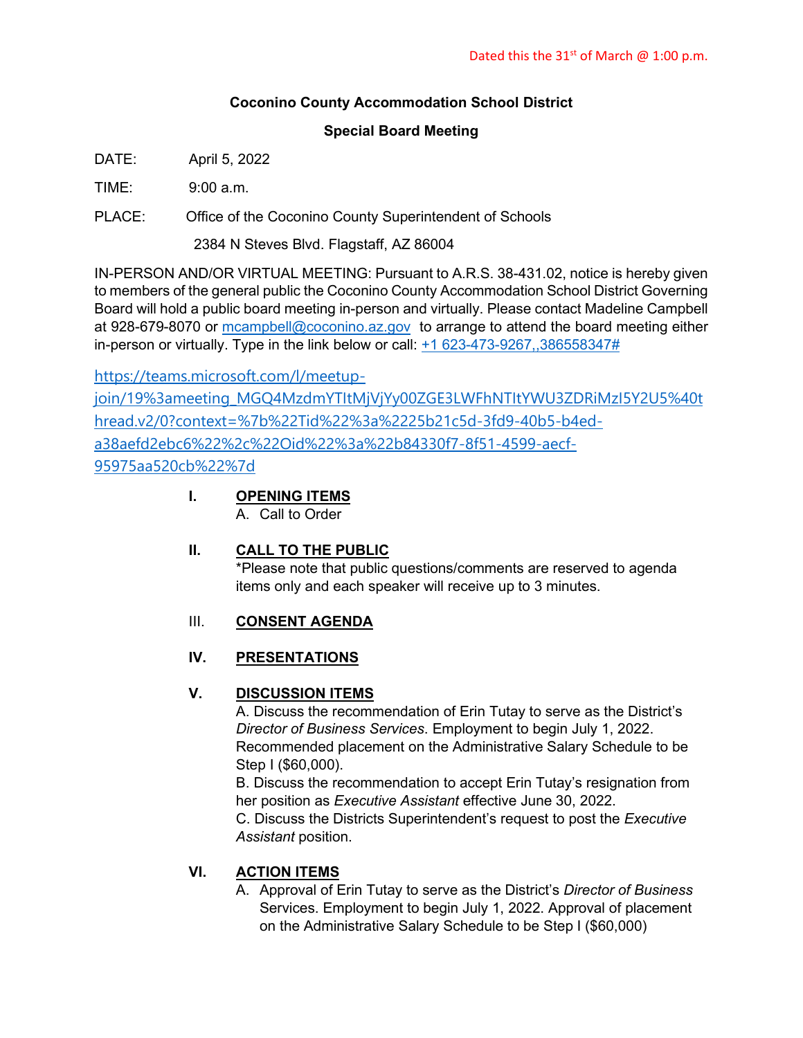Dated this the 31st of March @ 1:00 p.m.

**Coconino County Accommodation School District**

**Special Board Meeting**

DATE: April 5, 2022

TIME: 9:00 a.m.

PLACE: Office of the Coconino County Superintendent of Schools

2384 N Steves Blvd. Flagstaff, AZ 86004

IN-PERSON AND/OR VIRTUAL MEETING: Pursuant to A.R.S. 38-431.02, notice is hereby given to members of the general public the Coconino County Accommodation School District Governing Board will hold a public board meeting in-person and virtually. Please contact Madeline Campbell at 928-679-8070 or mcampbell@coconino.az.gov to arrange to attend the board meeting either in-person or virtually. Type in the link below or call: +1 623-473-9267,,386558347#

https://teams.microsoft.com/l/meetup-join/19%3ameeting_MGQ4MzdmYTItMjVjYy00ZGE3LWFhNTItYWU3ZDRiMzI5Y2U5%40thread.v2/0?context=%7b%22Tid%22%3a%2225b21c5d-3fd9-40b5-b4ed-a38aefd2ebc6%22%2c%22Oid%22%3a%22b84330f7-8f51-4599-aecf-95975aa520cb%22%7d

**I. OPENING ITEMS**

A. Call to Order

**II. CALL TO THE PUBLIC**

*Please note that public questions/comments are reserved to agenda items only and each speaker will receive up to 3 minutes.

III. **CONSENT AGENDA**

**IV. PRESENTATIONS**

**V. DISCUSSION ITEMS**

A. Discuss the recommendation of Erin Tutay to serve as the District's *Director of Business Services*. Employment to begin July 1, 2022. Recommended placement on the Administrative Salary Schedule to be Step I ($60,000).

B. Discuss the recommendation to accept Erin Tutay's resignation from her position as *Executive Assistant* effective June 30, 2022.

C. Discuss the Districts Superintendent's request to post the *Executive Assistant* position.

**VI. ACTION ITEMS**

A. Approval of Erin Tutay to serve as the District's *Director of Business* Services. Employment to begin July 1, 2022. Approval of placement on the Administrative Salary Schedule to be Step I ($60,000)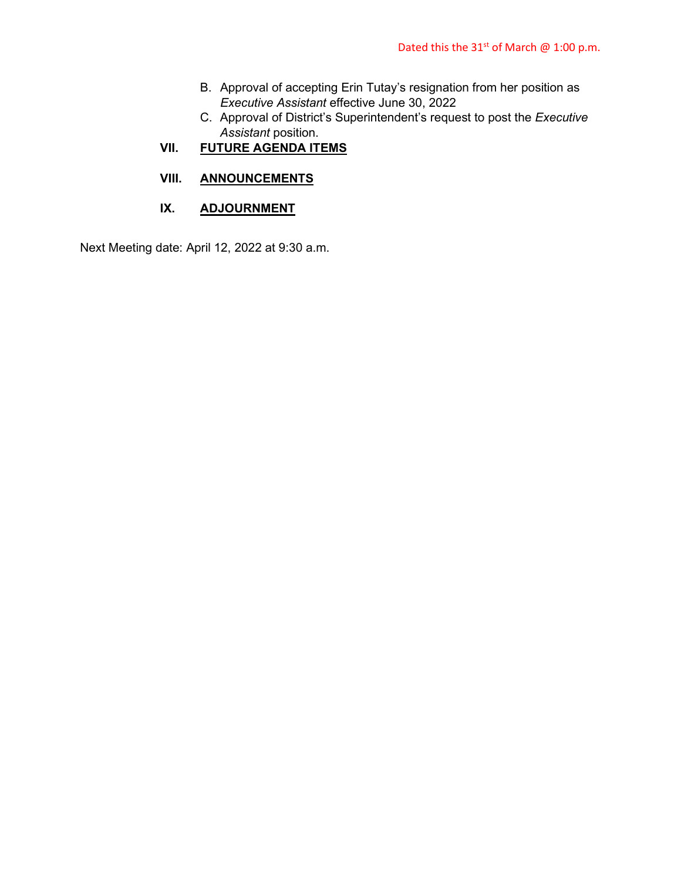Dated this the 31st of March @ 1:00 p.m.

B. Approval of accepting Erin Tutay's resignation from her position as *Executive Assistant* effective June 30, 2022
C. Approval of District's Superintendent's request to post the *Executive Assistant* position.

**VII. FUTURE AGENDA ITEMS**

**VIII. ANNOUNCEMENTS**

**IX. ADJOURNMENT**

Next Meeting date: April 12, 2022 at 9:30 a.m.